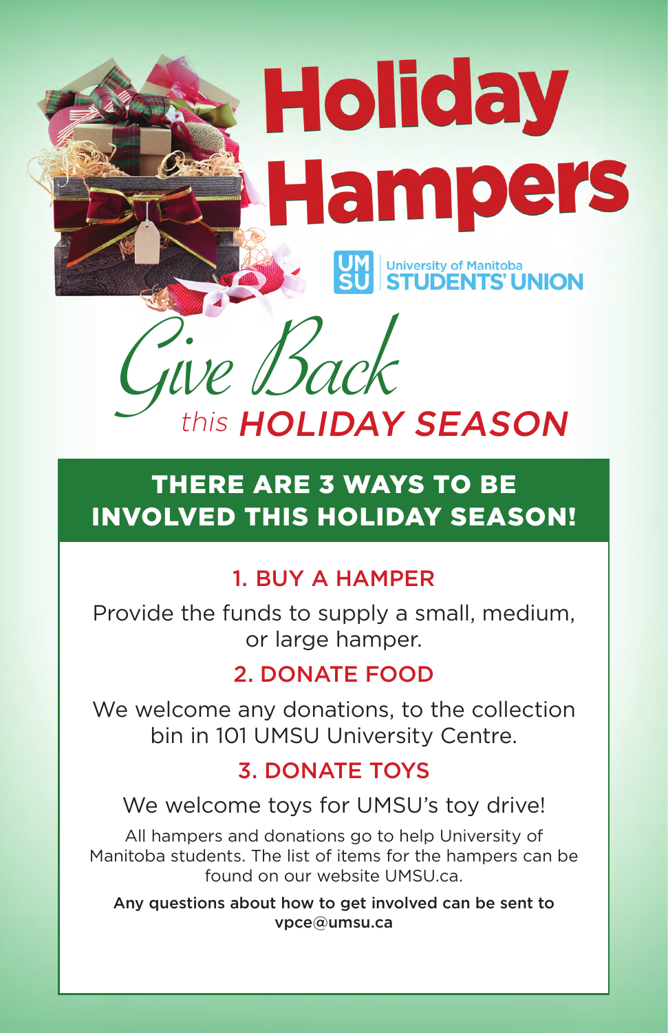# Holiday Hampers

University of Manitoba
STUDENTS' UNION

## *Give Back* this HOLIDAY SEASON

## THERE ARE 3 WAYS TO BE INVOLVED THIS HOLIDAY SEASON!

### 1. BUY A HAMPER

Provide the funds to supply a small, medium, or large hamper.

### 2. DONATE FOOD

We welcome any donations, to the collection bin in 101 UMSU University Centre.

### 3. DONATE TOYS

We welcome toys for UMSU's toy drive!

All hampers and donations go to help University of Manitoba students. The list of items for the hampers can be found on our website UMSU.ca.

**Any questions about how to get involved can be sent to vpce@umsu.ca**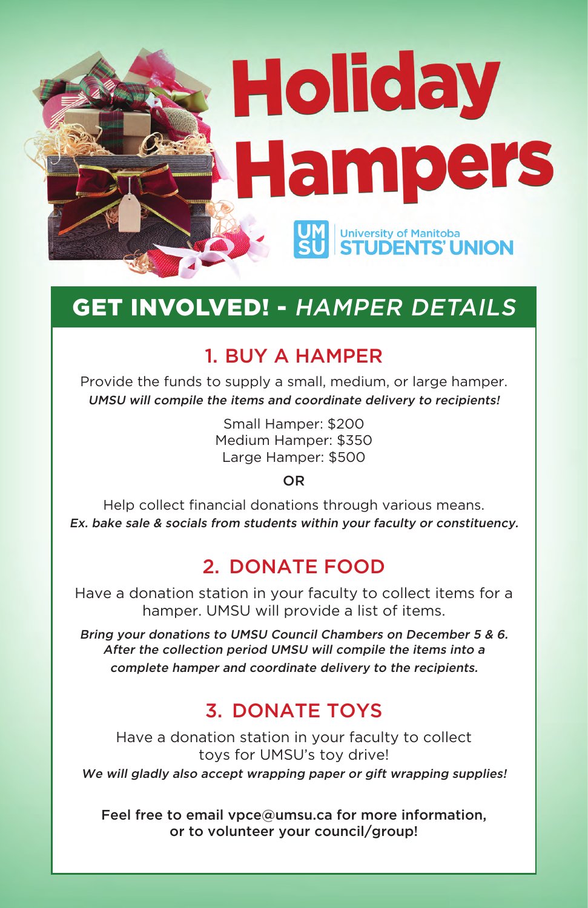# Holiday Hampers

University of Manitoba STUDENTS' UNION

## GET INVOLVED! - *HAMPER DETAILS*

### 1. BUY A HAMPER

Provide the funds to supply a small, medium, or large hamper.
*UMSU will compile the items and coordinate delivery to recipients!*

Small Hamper: $200
Medium Hamper: $350
Large Hamper: $500

OR

Help collect financial donations through various means.
*Ex. bake sale & socials from students within your faculty or constituency.*

### 2. DONATE FOOD

Have a donation station in your faculty to collect items for a hamper. UMSU will provide a list of items.

*Bring your donations to UMSU Council Chambers on December 5 & 6. After the collection period UMSU will compile the items into a complete hamper and coordinate delivery to the recipients.*

### 3. DONATE TOYS

Have a donation station in your faculty to collect toys for UMSU's toy drive!
*We will gladly also accept wrapping paper or gift wrapping supplies!*

Feel free to email vpce@umsu.ca for more information, or to volunteer your council/group!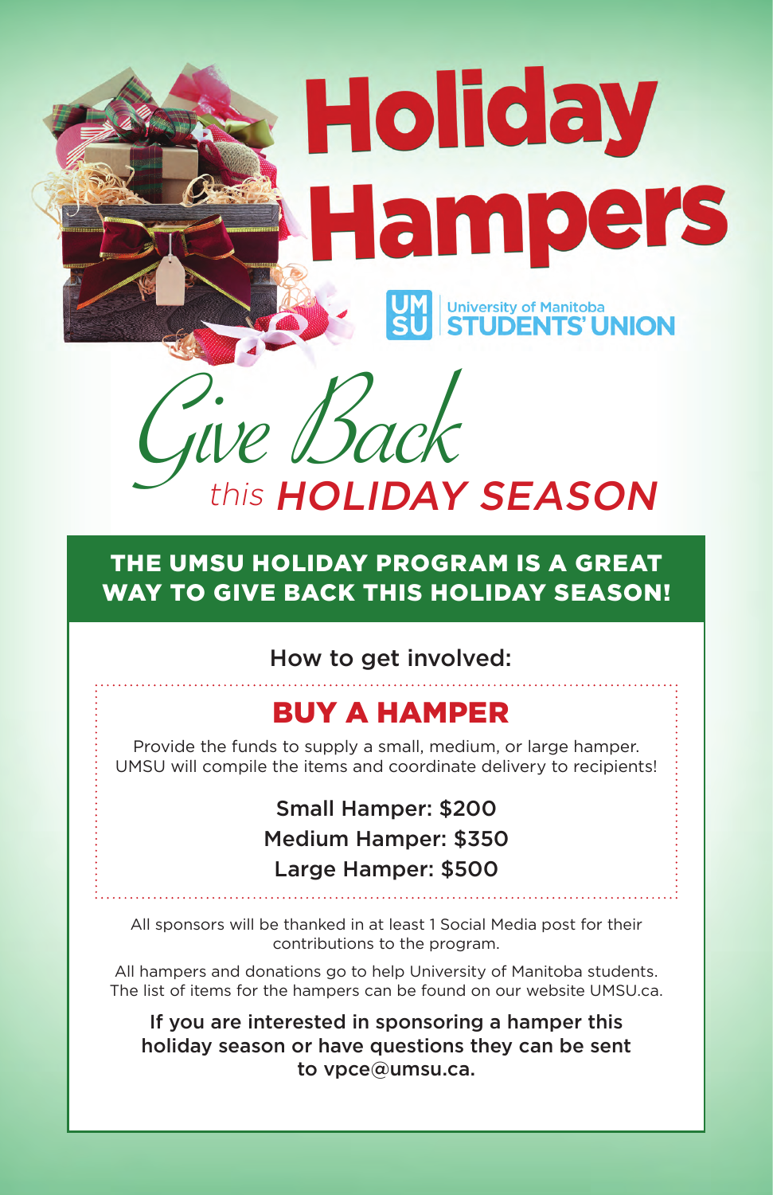# Holiday Hampers

University of Manitoba **STUDENTS' UNION**

## *Give Back this HOLIDAY SEASON*

**THE UMSU HOLIDAY PROGRAM IS A GREAT WAY TO GIVE BACK THIS HOLIDAY SEASON!**

How to get involved:

## BUY A HAMPER

Provide the funds to supply a small, medium, or large hamper. UMSU will compile the items and coordinate delivery to recipients!

Small Hamper: $200
Medium Hamper: $350
Large Hamper: $500

All sponsors will be thanked in at least 1 Social Media post for their contributions to the program.

All hampers and donations go to help University of Manitoba students. The list of items for the hampers can be found on our website UMSU.ca.

If you are interested in sponsoring a hamper this holiday season or have questions they can be sent to vpce@umsu.ca.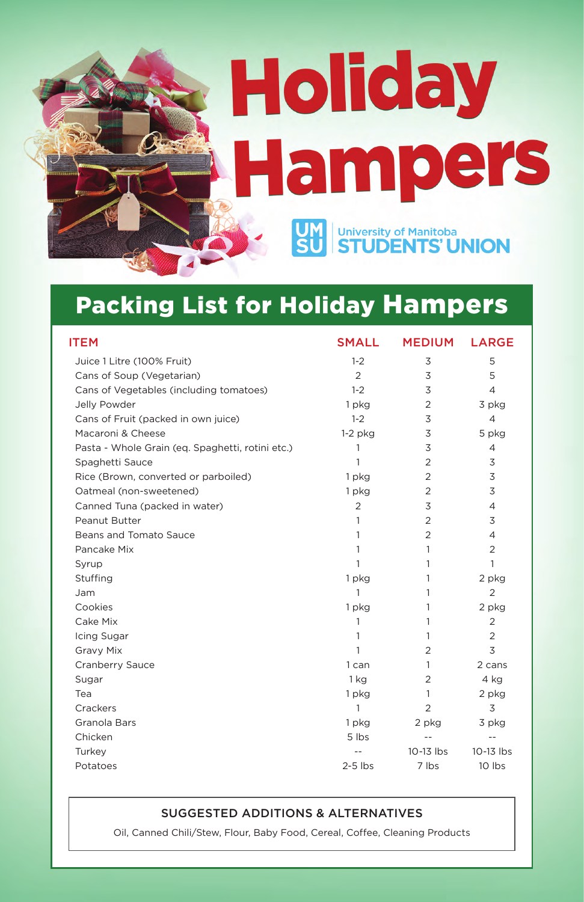# Holiday Hampers

University of Manitoba STUDENTS' UNION

## Packing List for Holiday Hampers

| ITEM | SMALL | MEDIUM | LARGE |
|---|---|---|---|
| Juice 1 Litre (100% Fruit) | 1-2 | 3 | 5 |
| Cans of Soup (Vegetarian) | 2 | 3 | 5 |
| Cans of Vegetables (including tomatoes) | 1-2 | 3 | 4 |
| Jelly Powder | 1 pkg | 2 | 3 pkg |
| Cans of Fruit (packed in own juice) | 1-2 | 3 | 4 |
| Macaroni & Cheese | 1-2 pkg | 3 | 5 pkg |
| Pasta - Whole Grain (eq. Spaghetti, rotini etc.) | 1 | 3 | 4 |
| Spaghetti Sauce | 1 | 2 | 3 |
| Rice (Brown, converted or parboiled) | 1 pkg | 2 | 3 |
| Oatmeal (non-sweetened) | 1 pkg | 2 | 3 |
| Canned Tuna (packed in water) | 2 | 3 | 4 |
| Peanut Butter | 1 | 2 | 3 |
| Beans and Tomato Sauce | 1 | 2 | 4 |
| Pancake Mix | 1 | 1 | 2 |
| Syrup | 1 | 1 | 1 |
| Stuffing | 1 pkg | 1 | 2 pkg |
| Jam | 1 | 1 | 2 |
| Cookies | 1 pkg | 1 | 2 pkg |
| Cake Mix | 1 | 1 | 2 |
| Icing Sugar | 1 | 1 | 2 |
| Gravy Mix | 1 | 2 | 3 |
| Cranberry Sauce | 1 can | 1 | 2 cans |
| Sugar | 1 kg | 2 | 4 kg |
| Tea | 1 pkg | 1 | 2 pkg |
| Crackers | 1 | 2 | 3 |
| Granola Bars | 1 pkg | 2 pkg | 3 pkg |
| Chicken | 5 lbs | -- | -- |
| Turkey | -- | 10-13 lbs | 10-13 lbs |
| Potatoes | 2-5 lbs | 7 lbs | 10 lbs |

### SUGGESTED ADDITIONS & ALTERNATIVES

Oil, Canned Chili/Stew, Flour, Baby Food, Cereal, Coffee, Cleaning Products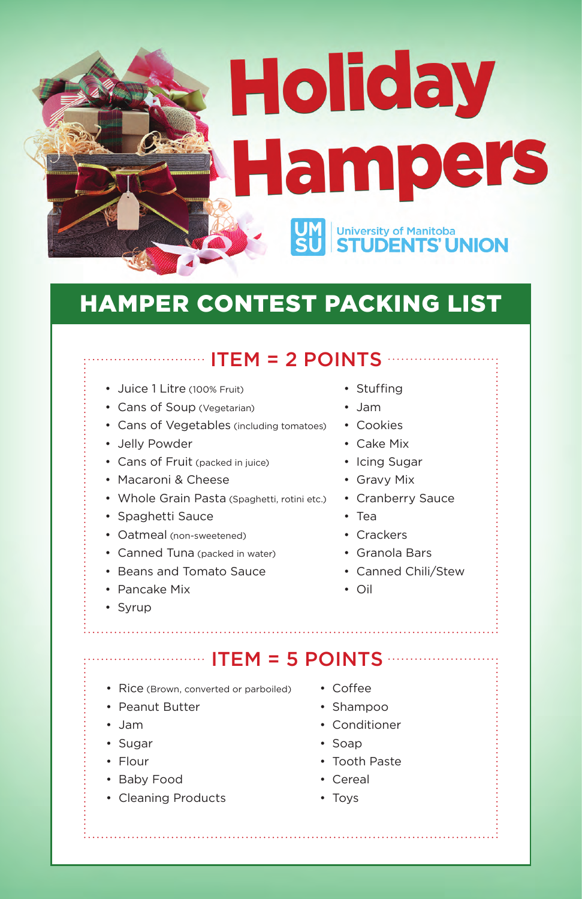# Holiday Hampers

University of Manitoba STUDENTS' UNION

## HAMPER CONTEST PACKING LIST

### ITEM = 2 POINTS

- Juice 1 Litre (100% Fruit)
- Cans of Soup (Vegetarian)
- Cans of Vegetables (including tomatoes)
- Jelly Powder
- Cans of Fruit (packed in juice)
- Macaroni & Cheese
- Whole Grain Pasta (Spaghetti, rotini etc.)
- Spaghetti Sauce
- Oatmeal (non-sweetened)
- Canned Tuna (packed in water)
- Beans and Tomato Sauce
- Pancake Mix
- Syrup
- Stuffing
- Jam
- Cookies
- Cake Mix
- Icing Sugar
- Gravy Mix
- Cranberry Sauce
- Tea
- Crackers
- Granola Bars
- Canned Chili/Stew
- Oil

### ITEM = 5 POINTS

- Rice (Brown, converted or parboiled)
- Peanut Butter
- Jam
- Sugar
- Flour
- Baby Food
- Cleaning Products
- Coffee
- Shampoo
- Conditioner
- Soap
- Tooth Paste
- Cereal
- Toys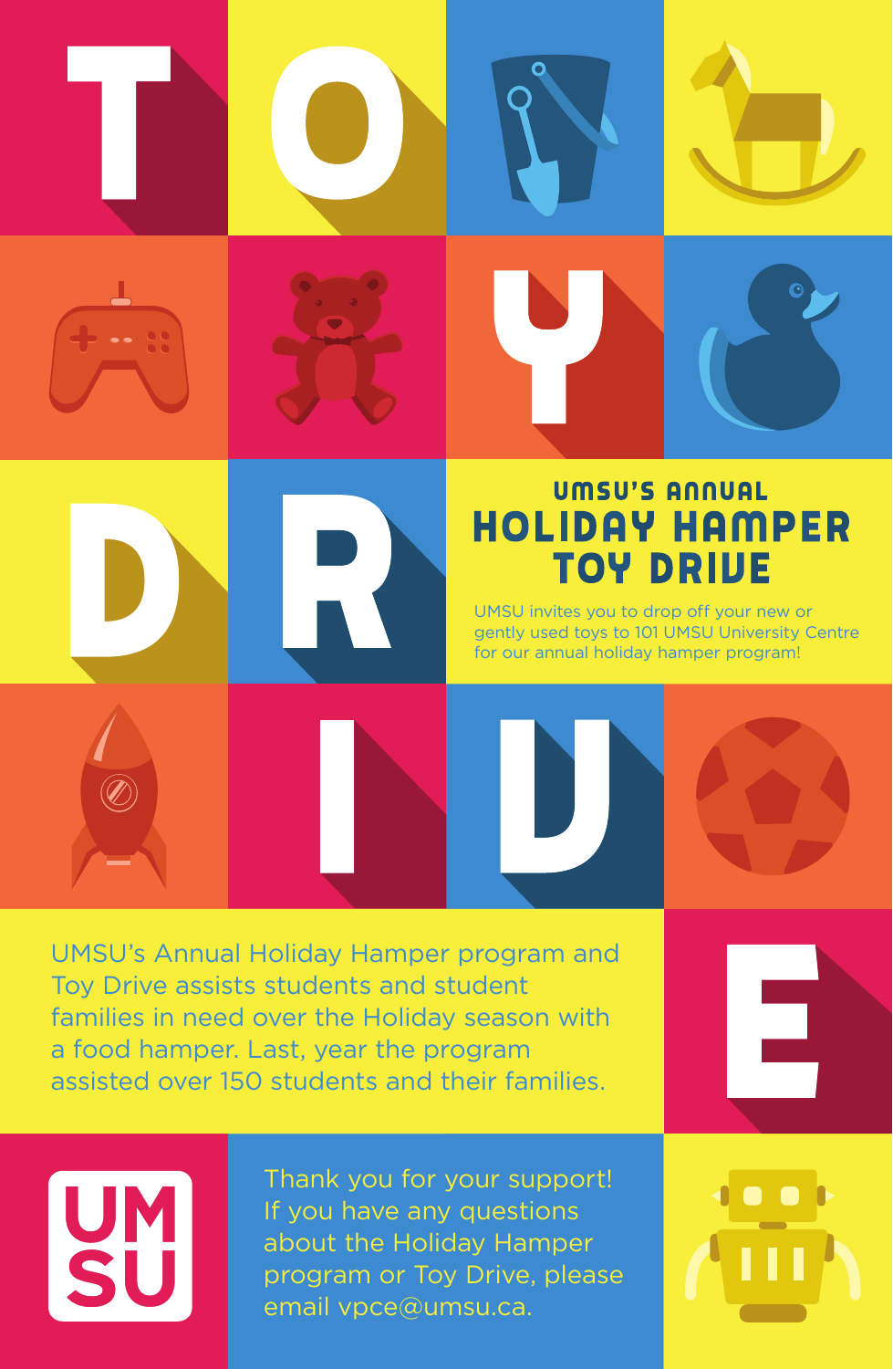# TOY DRIVE

## UMSU'S ANNUAL HOLIDAY HAMPER TOY DRIVE

UMSU invites you to drop off your new or gently used toys to 101 UMSU University Centre for our annual holiday hamper program!

UMSU's Annual Holiday Hamper program and Toy Drive assists students and student families in need over the Holiday season with a food hamper. Last, year the program assisted over 150 students and their families.

UMSU

Thank you for your support! If you have any questions about the Holiday Hamper program or Toy Drive, please email vpce@umsu.ca.